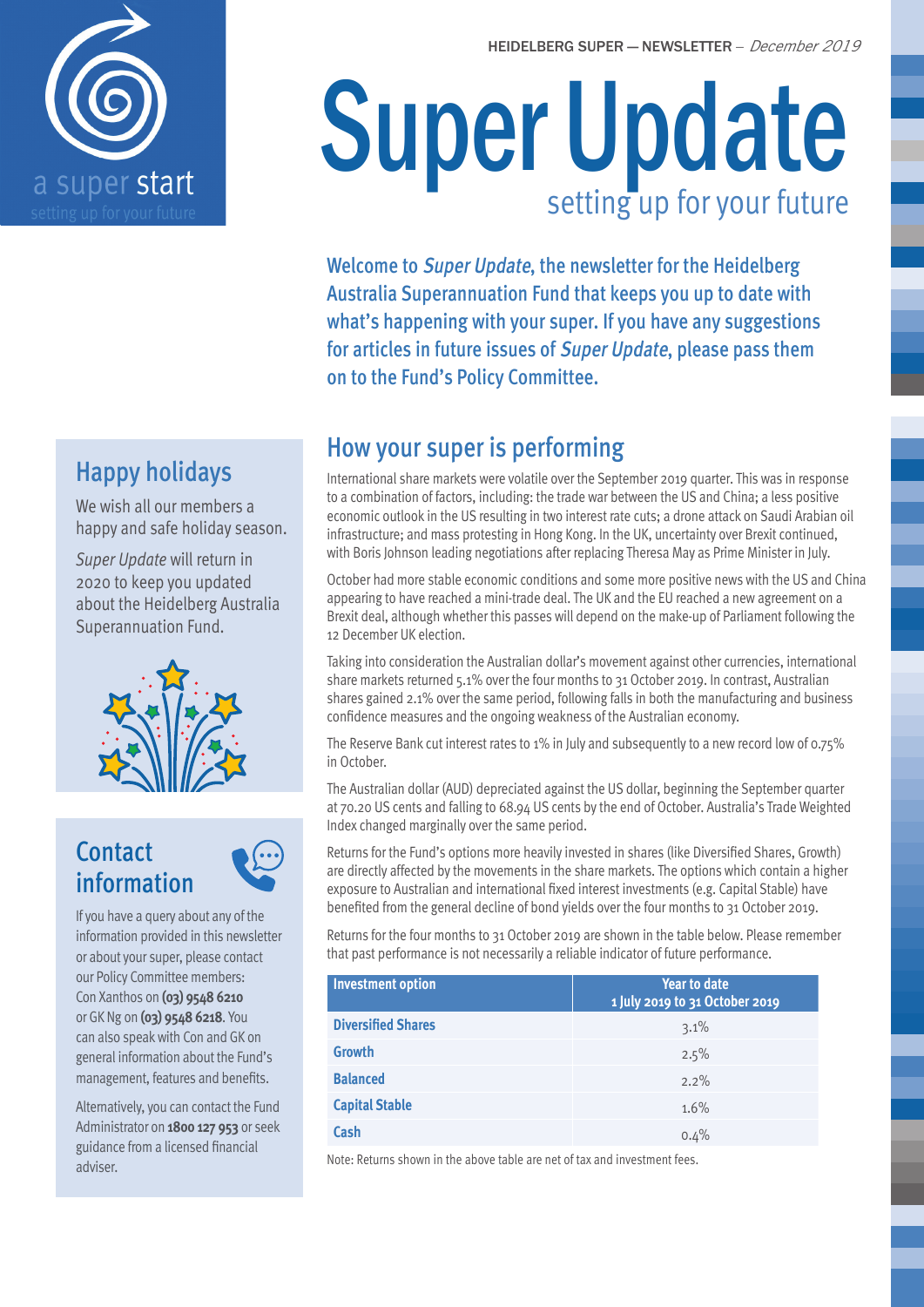a super start

setting up for your future

HEIDELBERG SUPER — NEWSLETTER – *December 2019*

# Super Update

setting up for your future

Welcome to *Super Update*, the newsletter for the Heidelberg Australia Superannuation Fund that keeps you up to date with what's happening with your super. If you have any suggestions for articles in future issues of *Super Update*, please pass them on to the Fund's Policy Committee.

## How your super is performing

International share markets were volatile over the September 2019 quarter. This was in response to a combination of factors, including: the trade war between the US and China; a less positive economic outlook in the US resulting in two interest rate cuts; a drone attack on Saudi Arabian oil infrastructure; and mass protesting in Hong Kong. In the UK, uncertainty over Brexit continued, with Boris Johnson leading negotiations after replacing Theresa May as Prime Minister in July.

October had more stable economic conditions and some more positive news with the US and China appearing to have reached a mini-trade deal. The UK and the EU reached a new agreement on a Brexit deal, although whether this passes will depend on the make-up of Parliament following the 12 December UK election.

Taking into consideration the Australian dollar's movement against other currencies, international share markets returned 5.1% over the four months to 31 October 2019. In contrast, Australian shares gained 2.1% over the same period, following falls in both the manufacturing and business confidence measures and the ongoing weakness of the Australian economy.

The Reserve Bank cut interest rates to 1% in July and subsequently to a new record low of 0.75% in October.

The Australian dollar (AUD) depreciated against the US dollar, beginning the September quarter at 70.20 US cents and falling to 68.94 US cents by the end of October. Australia's Trade Weighted Index changed marginally over the same period.

Returns for the Fund's options more heavily invested in shares (like Diversified Shares, Growth) are directly affected by the movements in the share markets. The options which contain a higher exposure to Australian and international fixed interest investments (e.g. Capital Stable) have benefited from the general decline of bond yields over the four months to 31 October 2019.

Returns for the four months to 31 October 2019 are shown in the table below. Please remember that past performance is not necessarily a reliable indicator of future performance.

| Investment option | Year to date 1 July 2019 to 31 October 2019 |
|---|---|
| **Diversified Shares** | 3.1% |
| **Growth** | 2.5% |
| **Balanced** | 2.2% |
| **Capital Stable** | 1.6% |
| **Cash** | 0.4% |

Note: Returns shown in the above table are net of tax and investment fees.

## Happy holidays

We wish all our members a happy and safe holiday season.

*Super Update* will return in 2020 to keep you updated about the Heidelberg Australia Superannuation Fund.

## Contact information

If you have a query about any of the information provided in this newsletter or about your super, please contact our Policy Committee members: Con Xanthos on **(03) 9548 6210** or GK Ng on **(03) 9548 6218**. You can also speak with Con and GK on general information about the Fund's management, features and benefits.

Alternatively, you can contact the Fund Administrator on **1800 127 953** or seek guidance from a licensed financial adviser.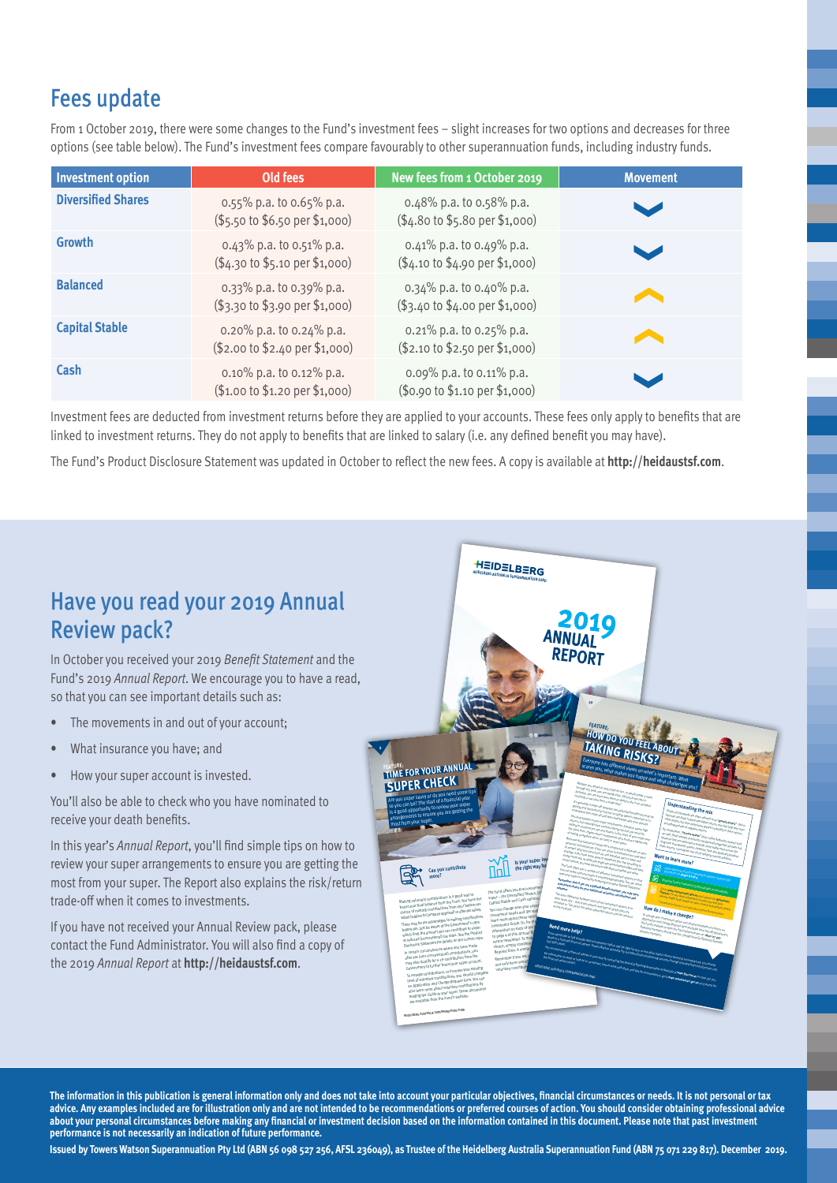## Fees update

From 1 October 2019, there were some changes to the Fund's investment fees – slight increases for two options and decreases for three options (see table below). The Fund's investment fees compare favourably to other superannuation funds, including industry funds.

| Investment option | Old fees | New fees from 1 October 2019 | Movement |
|---|---|---|---|
| **Diversified Shares** | 0.55% p.a. to 0.65% p.a. ($5.50 to $6.50 per $1,000) | 0.48% p.a. to 0.58% p.a. ($4.80 to $5.80 per $1,000) | Decrease |
| **Growth** | 0.43% p.a. to 0.51% p.a. ($4.30 to $5.10 per $1,000) | 0.41% p.a. to 0.49% p.a. ($4.10 to $4.90 per $1,000) | Decrease |
| **Balanced** | 0.33% p.a. to 0.39% p.a. ($3.30 to $3.90 per $1,000) | 0.34% p.a. to 0.40% p.a. ($3.40 to $4.00 per $1,000) | Increase |
| **Capital Stable** | 0.20% p.a. to 0.24% p.a. ($2.00 to $2.40 per $1,000) | 0.21% p.a. to 0.25% p.a. ($2.10 to $2.50 per $1,000) | Increase |
| **Cash** | 0.10% p.a. to 0.12% p.a. ($1.00 to $1.20 per $1,000) | 0.09% p.a. to 0.11% p.a. ($0.90 to $1.10 per $1,000) | Decrease |

Investment fees are deducted from investment returns before they are applied to your accounts. These fees only apply to benefits that are linked to investment returns. They do not apply to benefits that are linked to salary (i.e. any defined benefit you may have).

The Fund's Product Disclosure Statement was updated in October to reflect the new fees. A copy is available at **http://heidaustsf.com**.

## Have you read your 2019 Annual Review pack?

In October you received your 2019 *Benefit Statement* and the Fund's 2019 *Annual Report*. We encourage you to have a read, so that you can see important details such as:

- The movements in and out of your account;
- What insurance you have; and
- How your super account is invested.

You'll also be able to check who you have nominated to receive your death benefits.

In this year's *Annual Report*, you'll find simple tips on how to review your super arrangements to ensure you are getting the most from your super. The Report also explains the risk/return trade-off when it comes to investments.

If you have not received your Annual Review pack, please contact the Fund Administrator. You will also find a copy of the 2019 *Annual Report* at **http://heidaustsf.com**.

**The information in this publication is general information only and does not take into account your particular objectives, financial circumstances or needs. It is not personal or tax advice. Any examples included are for illustration only and are not intended to be recommendations or preferred courses of action. You should consider obtaining professional advice about your personal circumstances before making any financial or investment decision based on the information contained in this document. Please note that past investment performance is not necessarily an indication of future performance.**

**Issued by Towers Watson Superannuation Pty Ltd (ABN 56 098 527 256, AFSL 236049), as Trustee of the Heidelberg Australia Superannuation Fund (ABN 75 071 229 817). December 2019.**